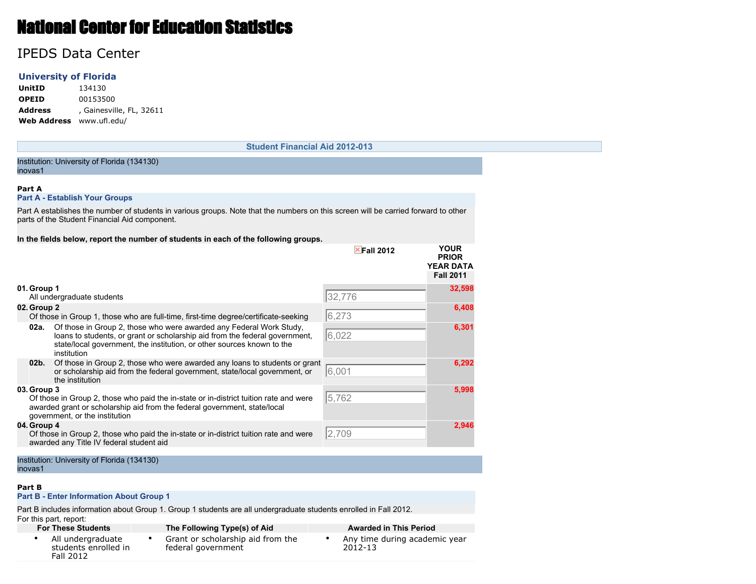# National Center for Education Statistics

## IPEDS Data Center

### University of Florida

| | |
|---|---|
| **UnitID** | 134130 |
| **OPEID** | 00153500 |
| **Address** | , Gainesville, FL, 32611 |
| **Web Address** | www.ufl.edu/ |

**Student Financial Aid 2012-013**

Institution: University of Florida (134130)
inovas1

**Part A**

**Part A - Establish Your Groups**

Part A establishes the number of students in various groups. Note that the numbers on this screen will be carried forward to other parts of the Student Financial Aid component.

**In the fields below, report the number of students in each of the following groups.**

| | | Fall 2012 | YOUR PRIOR YEAR DATA Fall 2011 |
|---|---|---|---|
| **01.** | **Group 1** All undergraduate students | 32,776 | 32,598 |
| **02.** | **Group 2** Of those in Group 1, those who are full-time, first-time degree/certificate-seeking | 6,273 | 6,408 |
| **02a.** | Of those in Group 2, those who were awarded any Federal Work Study, loans to students, or grant or scholarship aid from the federal government, state/local government, the institution, or other sources known to the institution | 6,022 | 6,301 |
| **02b.** | Of those in Group 2, those who were awarded any loans to students or grant or scholarship aid from the federal government, state/local government, or the institution | 6,001 | 6,292 |
| **03.** | **Group 3** Of those in Group 2, those who paid the in-state or in-district tuition rate and were awarded grant or scholarship aid from the federal government, state/local government, or the institution | 5,762 | 5,998 |
| **04.** | **Group 4** Of those in Group 2, those who paid the in-state or in-district tuition rate and were awarded any Title IV federal student aid | 2,709 | 2,946 |

Institution: University of Florida (134130)
inovas1

**Part B**

**Part B - Enter Information About Group 1**

Part B includes information about Group 1. Group 1 students are all undergraduate students enrolled in Fall 2012.
For this part, report:

| For These Students | The Following Type(s) of Aid | Awarded in This Period |
|---|---|---|
| • All undergraduate students enrolled in Fall 2012 | • Grant or scholarship aid from the federal government | • Any time during academic year 2012-13 |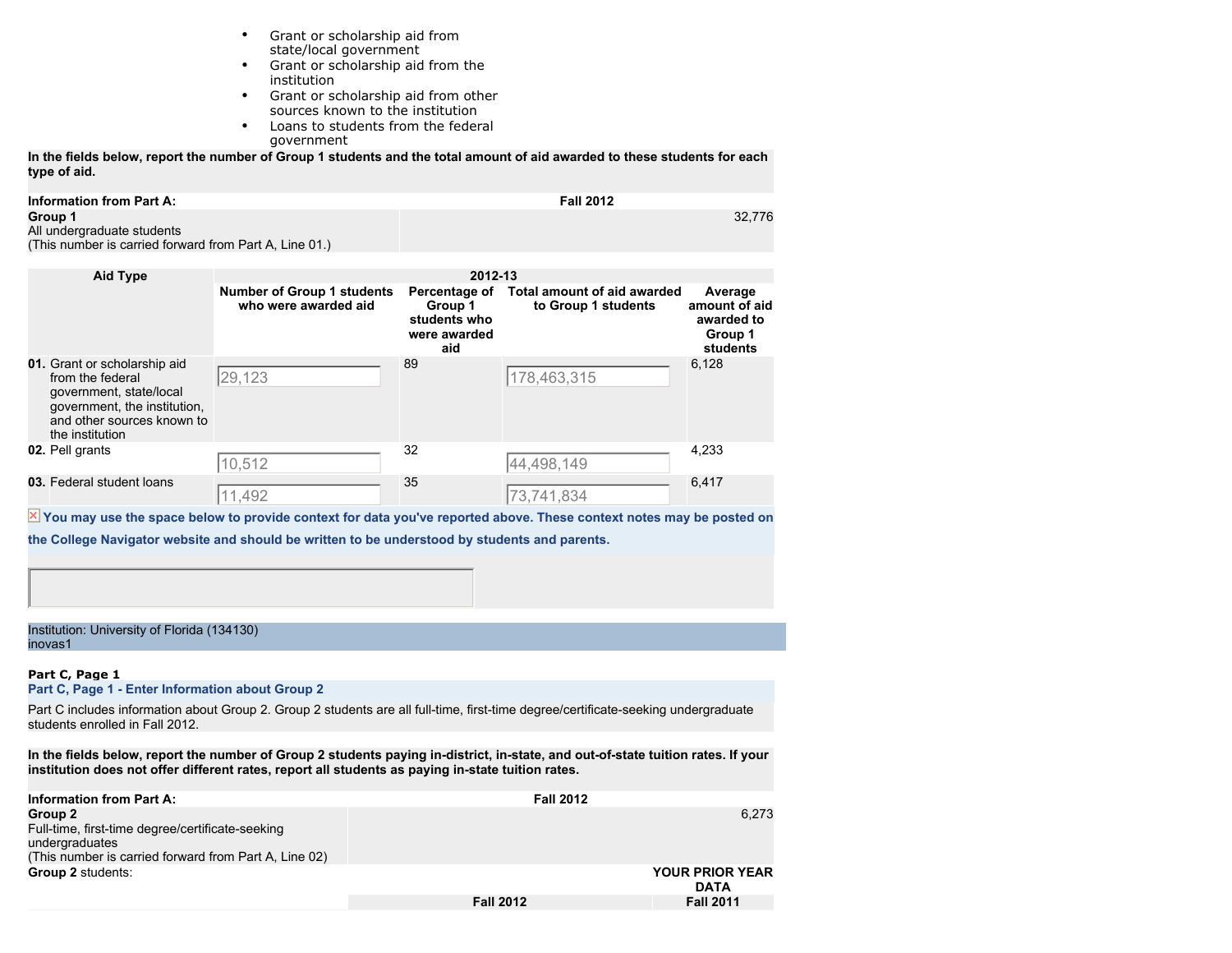- Grant or scholarship aid from state/local government
- Grant or scholarship aid from the institution
- Grant or scholarship aid from other sources known to the institution
- Loans to students from the federal government

**In the fields below, report the number of Group 1 students and the total amount of aid awarded to these students for each type of aid.**

| **Information from Part A:** | **Fall 2012** |
|---|---|
| **Group 1** All undergraduate students (This number is carried forward from Part A, Line 01.) | 32,776 |

| **Aid Type** | **2012-13** | | | |
|---|---|---|---|---|
| | **Number of Group 1 students who were awarded aid** | **Percentage of Group 1 students who were awarded aid** | **Total amount of aid awarded to Group 1 students** | **Average amount of aid awarded to Group 1 students** |
| **01.** Grant or scholarship aid from the federal government, state/local government, the institution, and other sources known to the institution | 29,123 | 89 | 178,463,315 | 6,128 |
| **02.** Pell grants | 10,512 | 32 | 44,498,149 | 4,233 |
| **03.** Federal student loans | 11,492 | 35 | 73,741,834 | 6,417 |

**You may use the space below to provide context for data you've reported above. These context notes may be posted on the College Navigator website and should be written to be understood by students and parents.**

Institution: University of Florida (134130)
inovas1

**Part C, Page 1**

**Part C, Page 1 - Enter Information about Group 2**

Part C includes information about Group 2. Group 2 students are all full-time, first-time degree/certificate-seeking undergraduate students enrolled in Fall 2012.

**In the fields below, report the number of Group 2 students paying in-district, in-state, and out-of-state tuition rates. If your institution does not offer different rates, report all students as paying in-state tuition rates.**

| **Information from Part A:** | **Fall 2012** | |
|---|---|---|
| **Group 2** Full-time, first-time degree/certificate-seeking undergraduates (This number is carried forward from Part A, Line 02) | 6,273 | |
| **Group 2** students: | | **YOUR PRIOR YEAR DATA** |
| | **Fall 2012** | **Fall 2011** |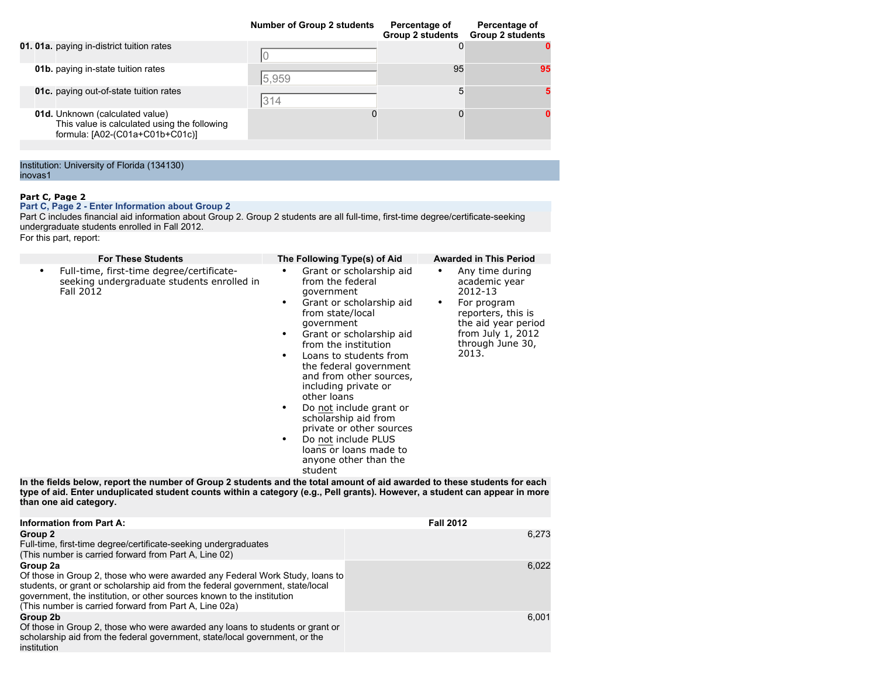| | Number of Group 2 students | Percentage of Group 2 students | Percentage of Group 2 students |
|---|---|---|---|
| **01. 01a.** paying in-district tuition rates | 0 | 0 | 0 |
| **01b.** paying in-state tuition rates | 5,959 | 95 | 95 |
| **01c.** paying out-of-state tuition rates | 314 | 5 | 5 |
| **01d.** Unknown (calculated value) This value is calculated using the following formula: [A02-(C01a+C01b+C01c)] | 0 | 0 | 0 |

Institution: University of Florida (134130)
inovas1

**Part C, Page 2**

## Part C, Page 2 - Enter Information about Group 2

Part C includes financial aid information about Group 2. Group 2 students are all full-time, first-time degree/certificate-seeking undergraduate students enrolled in Fall 2012.

For this part, report:

| For These Students | The Following Type(s) of Aid | Awarded in This Period |
|---|---|---|
| • Full-time, first-time degree/certificate-seeking undergraduate students enrolled in Fall 2012 | • Grant or scholarship aid from the federal government<br>• Grant or scholarship aid from state/local government<br>• Grant or scholarship aid from the institution<br>• Loans to students from the federal government and from other sources, including private or other loans<br>• Do not include grant or scholarship aid from private or other sources<br>• Do not include PLUS loans or loans made to anyone other than the student | • Any time during academic year 2012-13<br>• For program reporters, this is the aid year period from July 1, 2012 through June 30, 2013. |

**In the fields below, report the number of Group 2 students and the total amount of aid awarded to these students for each type of aid. Enter unduplicated student counts within a category (e.g., Pell grants). However, a student can appear in more than one aid category.**

| Information from Part A: | Fall 2012 |
|---|---|
| **Group 2**<br>Full-time, first-time degree/certificate-seeking undergraduates<br>(This number is carried forward from Part A, Line 02) | 6,273 |
| **Group 2a**<br>Of those in Group 2, those who were awarded any Federal Work Study, loans to students, or grant or scholarship aid from the federal government, state/local government, the institution, or other sources known to the institution<br>(This number is carried forward from Part A, Line 02a) | 6,022 |
| **Group 2b**<br>Of those in Group 2, those who were awarded any loans to students or grant or scholarship aid from the federal government, state/local government, or the institution | 6,001 |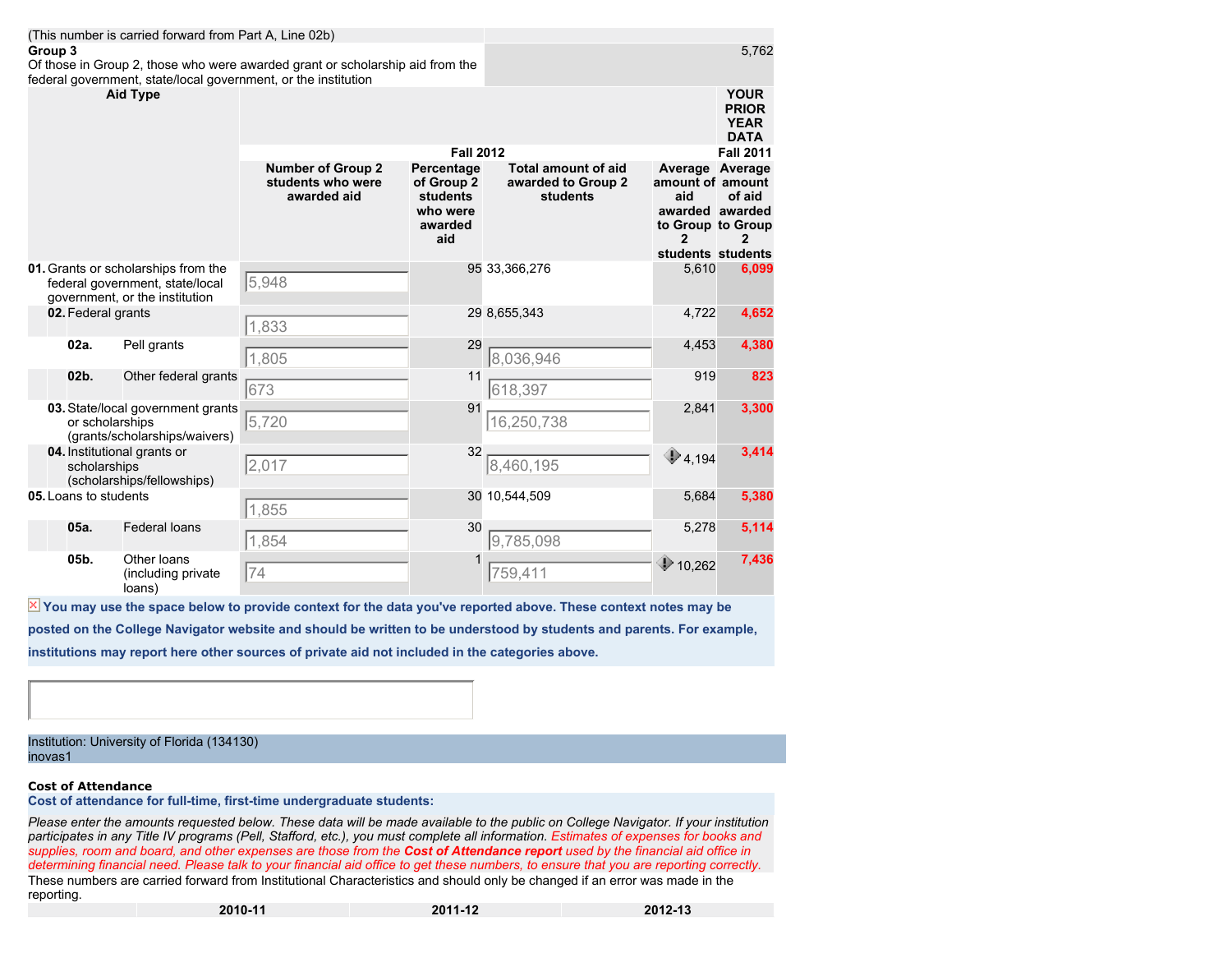(This number is carried forward from Part A, Line 02b)

**Group 3**
Of those in Group 2, those who were awarded grant or scholarship aid from the federal government, state/local government, or the institution | 5,762

| Aid Type | Fall 2012 | | | | YOUR PRIOR YEAR DATA Fall 2011 |
|---|---|---|---|---|---|
| | Number of Group 2 students who were awarded aid | Percentage of Group 2 students who were awarded aid | Total amount of aid awarded to Group 2 students | Average amount of aid awarded to Group 2 students | Average amount of aid awarded to Group 2 students |
| **01.** Grants or scholarships from the federal government, state/local government, or the institution | 5,948 | 95 | 33,366,276 | 5,610 | 6,099 |
| **02.** Federal grants | 1,833 | 29 | 8,655,343 | 4,722 | 4,652 |
| **02a.** Pell grants | 1,805 | 29 | 8,036,946 | 4,453 | 4,380 |
| **02b.** Other federal grants | 673 | 11 | 618,397 | 919 | 823 |
| **03.** State/local government grants or scholarships (grants/scholarships/waivers) | 5,720 | 91 | 16,250,738 | 2,841 | 3,300 |
| **04.** Institutional grants or scholarships (scholarships/fellowships) | 2,017 | 32 | 8,460,195 | 4,194 | 3,414 |
| **05.** Loans to students | 1,855 | 30 | 10,544,509 | 5,684 | 5,380 |
| **05a.** Federal loans | 1,854 | 30 | 9,785,098 | 5,278 | 5,114 |
| **05b.** Other loans (including private loans) | 74 | 1 | 759,411 | 10,262 | 7,436 |

**You may use the space below to provide context for the data you've reported above. These context notes may be posted on the College Navigator website and should be written to be understood by students and parents. For example, institutions may report here other sources of private aid not included in the categories above.**

Institution: University of Florida (134130)
inovas1

**Cost of Attendance**

**Cost of attendance for full-time, first-time undergraduate students:**

*Please enter the amounts requested below. These data will be made available to the public on College Navigator. If your institution participates in any Title IV programs (Pell, Stafford, etc.), you must complete all information. Estimates of expenses for books and supplies, room and board, and other expenses are those from the **Cost of Attendance report** used by the financial aid office in determining financial need. Please talk to your financial aid office to get these numbers, to ensure that you are reporting correctly.*

These numbers are carried forward from Institutional Characteristics and should only be changed if an error was made in the reporting.

| | 2010-11 | 2011-12 | 2012-13 |
|---|---|---|---|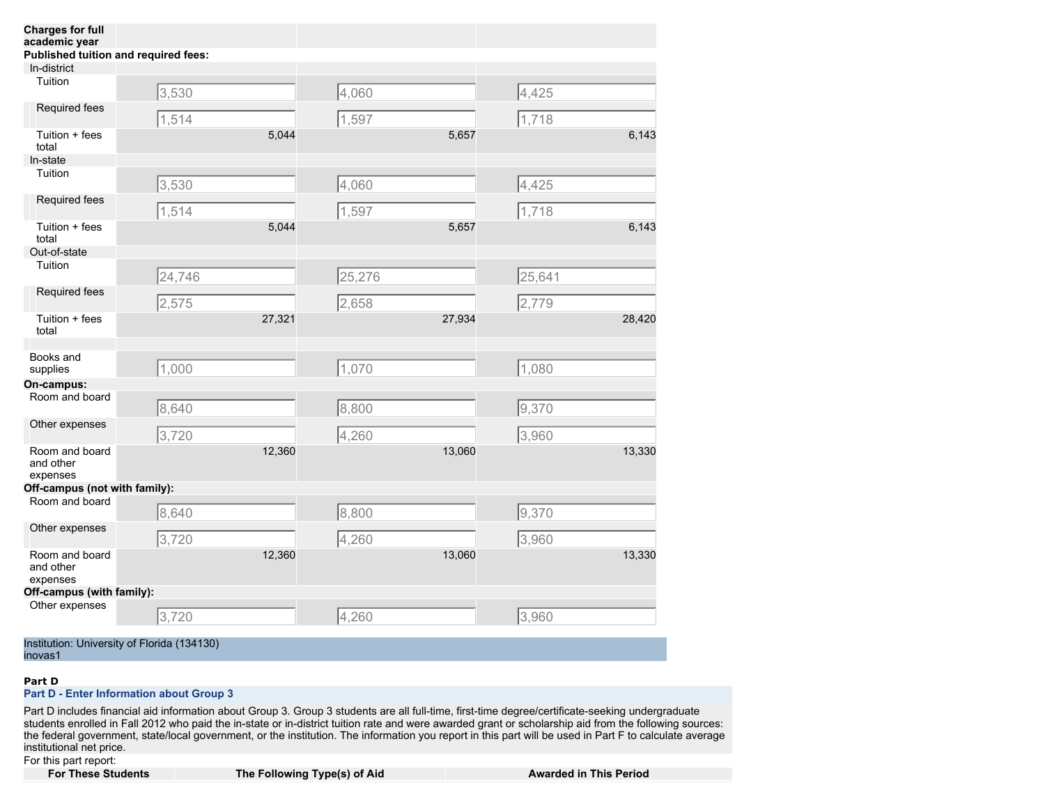| Charges for full academic year | | | |
|---|---|---|---|
| **Published tuition and required fees:** | | | |
| In-district | | | |
| Tuition | 3,530 | 4,060 | 4,425 |
| Required fees | 1,514 | 1,597 | 1,718 |
| Tuition + fees total | 5,044 | 5,657 | 6,143 |
| In-state | | | |
| Tuition | 3,530 | 4,060 | 4,425 |
| Required fees | 1,514 | 1,597 | 1,718 |
| Tuition + fees total | 5,044 | 5,657 | 6,143 |
| Out-of-state | | | |
| Tuition | 24,746 | 25,276 | 25,641 |
| Required fees | 2,575 | 2,658 | 2,779 |
| Tuition + fees total | 27,321 | 27,934 | 28,420 |
| Books and supplies | 1,000 | 1,070 | 1,080 |
| **On-campus:** | | | |
| Room and board | 8,640 | 8,800 | 9,370 |
| Other expenses | 3,720 | 4,260 | 3,960 |
| Room and board and other expenses | 12,360 | 13,060 | 13,330 |
| **Off-campus (not with family):** | | | |
| Room and board | 8,640 | 8,800 | 9,370 |
| Other expenses | 3,720 | 4,260 | 3,960 |
| Room and board and other expenses | 12,360 | 13,060 | 13,330 |
| **Off-campus (with family):** | | | |
| Other expenses | 3,720 | 4,260 | 3,960 |

Institution: University of Florida (134130)
inovas1

**Part D**

## Part D - Enter Information about Group 3

Part D includes financial aid information about Group 3. Group 3 students are all full-time, first-time degree/certificate-seeking undergraduate students enrolled in Fall 2012 who paid the in-state or in-district tuition rate and were awarded grant or scholarship aid from the following sources: the federal government, state/local government, or the institution. The information you report in this part will be used in Part F to calculate average institutional net price.

For this part report:

| For These Students | The Following Type(s) of Aid | Awarded in This Period |
|---|---|---|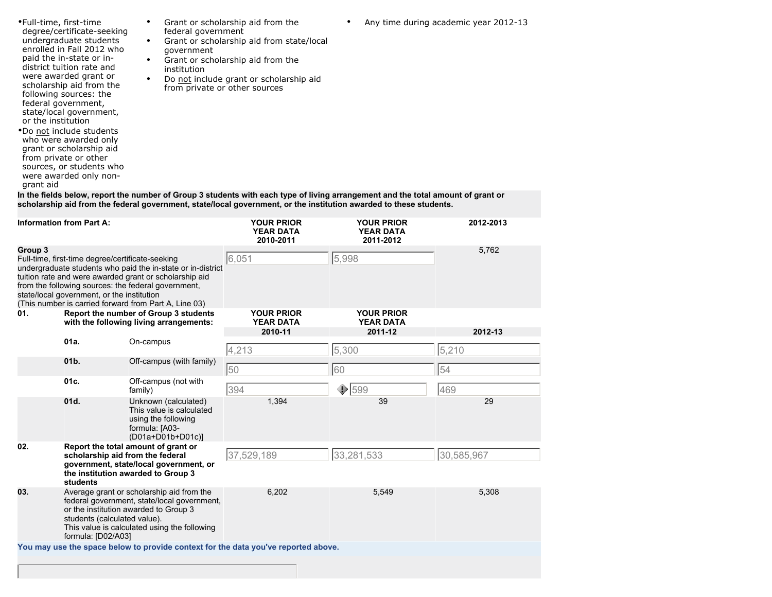| | | |
|---|---|---|
| • Full-time, first-time degree/certificate-seeking undergraduate students enrolled in Fall 2012 who paid the in-state or in-district tuition rate and were awarded grant or scholarship aid from the following sources: the federal government, state/local government, or the institution<br>• Do not include students who were awarded only grant or scholarship aid from private or other sources, or students who were awarded only non-grant aid | • Grant or scholarship aid from the federal government<br>• Grant or scholarship aid from state/local government<br>• Grant or scholarship aid from the institution<br>• Do not include grant or scholarship aid from private or other sources | • Any time during academic year 2012-13 |

**In the fields below, report the number of Group 3 students with each type of living arrangement and the total amount of grant or scholarship aid from the federal government, state/local government, or the institution awarded to these students.**

| Information from Part A: | | | YOUR PRIOR YEAR DATA 2010-2011 | YOUR PRIOR YEAR DATA 2011-2012 | 2012-2013 |
|---|---|---|---|---|---|
| **Group 3**<br>Full-time, first-time degree/certificate-seeking undergraduate students who paid the in-state or in-district tuition rate and were awarded grant or scholarship aid from the following sources: the federal government, state/local government, or the institution<br>(This number is carried forward from Part A, Line 03) | | | 6,051 | 5,998 | 5,762 |
| **01.** | **Report the number of Group 3 students with the following living arrangements:** | | YOUR PRIOR YEAR DATA 2010-11 | YOUR PRIOR YEAR DATA 2011-12 | 2012-13 |
| | **01a.** | On-campus | 4,213 | 5,300 | 5,210 |
| | **01b.** | Off-campus (with family) | 50 | 60 | 54 |
| | **01c.** | Off-campus (not with family) | 394 | 599 | 469 |
| | **01d.** | Unknown (calculated) This value is calculated using the following formula: [A03-(D01a+D01b+D01c)] | 1,394 | 39 | 29 |
| **02.** | **Report the total amount of grant or scholarship aid from the federal government, state/local government, or the institution awarded to Group 3 students** | | 37,529,189 | 33,281,533 | 30,585,967 |
| **03.** | Average grant or scholarship aid from the federal government, state/local government, or the institution awarded to Group 3 students (calculated value).<br>This value is calculated using the following formula: [D02/A03] | | 6,202 | 5,549 | 5,308 |

**You may use the space below to provide context for the data you've reported above.**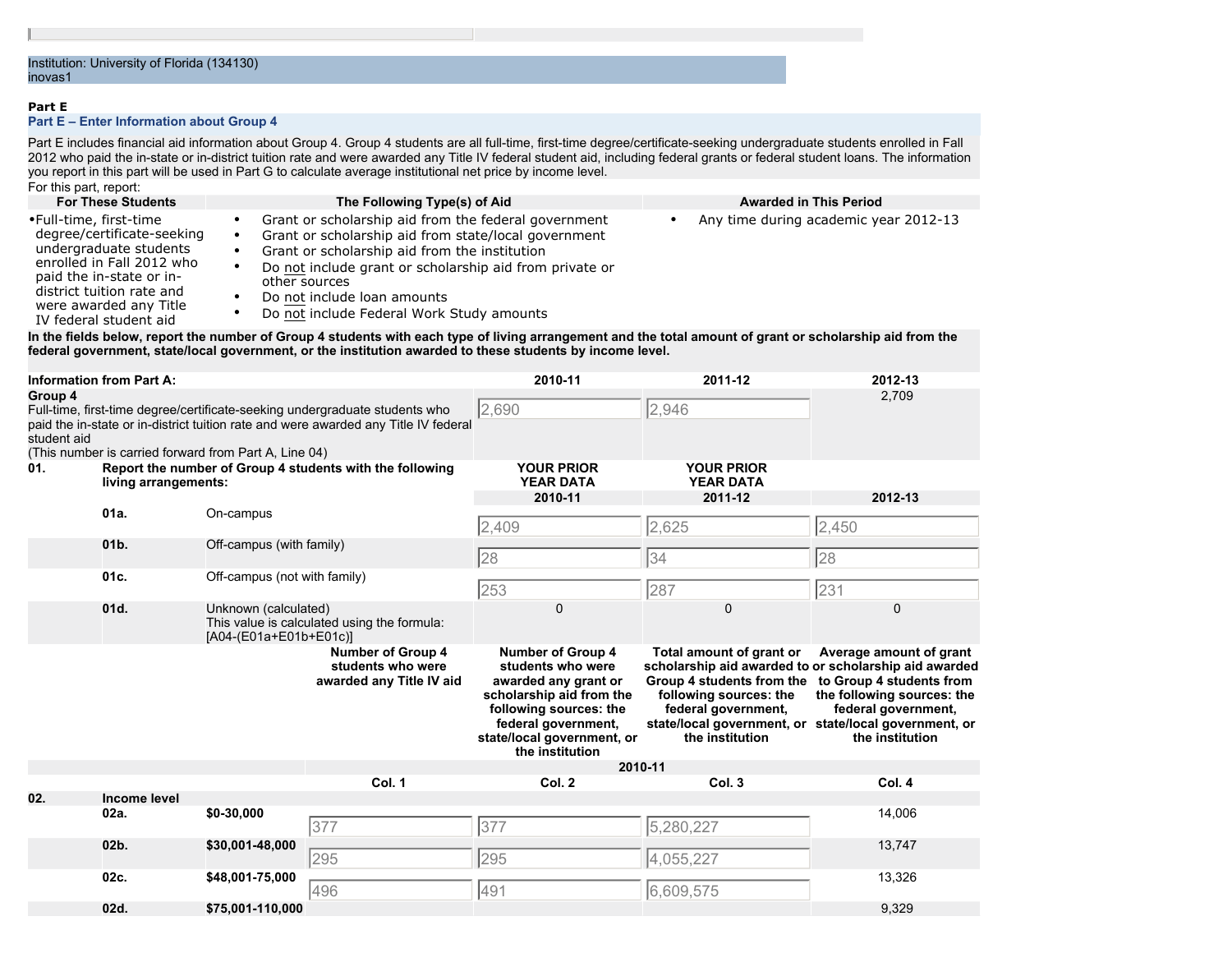Institution: University of Florida (134130)
inovas1

**Part E**

## Part E – Enter Information about Group 4

Part E includes financial aid information about Group 4. Group 4 students are all full-time, first-time degree/certificate-seeking undergraduate students enrolled in Fall 2012 who paid the in-state or in-district tuition rate and were awarded any Title IV federal student aid, including federal grants or federal student loans. The information you report in this part will be used in Part G to calculate average institutional net price by income level.

For this part, report:

| For These Students | The Following Type(s) of Aid | Awarded in This Period |
|---|---|---|
| • Full-time, first-time degree/certificate-seeking undergraduate students enrolled in Fall 2012 who paid the in-state or in-district tuition rate and were awarded any Title IV federal student aid | • Grant or scholarship aid from the federal government<br>• Grant or scholarship aid from state/local government<br>• Grant or scholarship aid from the institution<br>• Do not include grant or scholarship aid from private or other sources<br>• Do not include loan amounts<br>• Do not include Federal Work Study amounts | • Any time during academic year 2012-13 |

**In the fields below, report the number of Group 4 students with each type of living arrangement and the total amount of grant or scholarship aid from the federal government, state/local government, or the institution awarded to these students by income level.**

| Information from Part A: | | | 2010-11 | 2011-12 | 2012-13 |
|---|---|---|---|---|---|
| **Group 4**<br>Full-time, first-time degree/certificate-seeking undergraduate students who paid the in-state or in-district tuition rate and were awarded any Title IV federal student aid<br>(This number is carried forward from Part A, Line 04) | | | 2,690 | 2,946 | 2,709 |
| **01.** | **Report the number of Group 4 students with the following living arrangements:** | | **YOUR PRIOR YEAR DATA**<br>**2010-11** | **YOUR PRIOR YEAR DATA**<br>**2011-12** | **2012-13** |
| | **01a.** | On-campus | 2,409 | 2,625 | 2,450 |
| | **01b.** | Off-campus (with family) | 28 | 34 | 28 |
| | **01c.** | Off-campus (not with family) | 253 | 287 | 231 |
| | **01d.** | Unknown (calculated)<br>This value is calculated using the formula: [A04-(E01a+E01b+E01c)] | 0 | 0 | 0 |

| | | | Number of Group 4 students who were awarded any Title IV aid | Number of Group 4 students who were awarded any grant or scholarship aid from the following sources: the federal government, state/local government, or the institution | Total amount of grant or scholarship aid awarded to Group 4 students from the following sources: the federal government, state/local government, or the institution | Average amount of grant or scholarship aid awarded to Group 4 students from the following sources: the federal government, state/local government, or the institution |
|---|---|---|---|---|---|---|
| | | | **2010-11** | | | |
| | | | **Col. 1** | **Col. 2** | **Col. 3** | **Col. 4** |
| **02.** | **Income level** | | | | | |
| | **02a.** | **$0-30,000** | 377 | 377 | 5,280,227 | 14,006 |
| | **02b.** | **$30,001-48,000** | 295 | 295 | 4,055,227 | 13,747 |
| | **02c.** | **$48,001-75,000** | 496 | 491 | 6,609,575 | 13,326 |
| | **02d.** | **$75,001-110,000** | | | | 9,329 |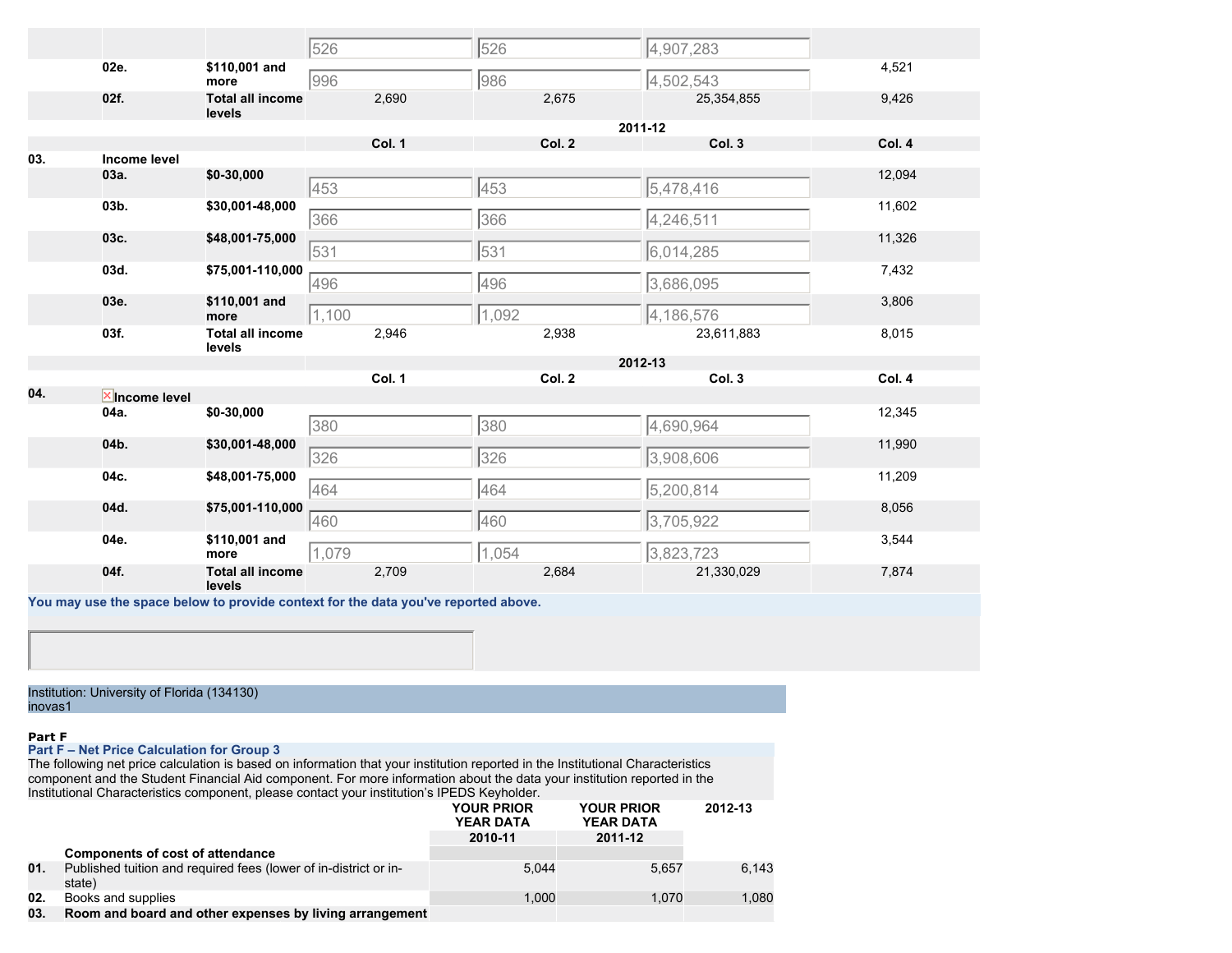| | | | | | | |
|---|---|---|---|---|---|---|
| | | | 526 | 526 | 4,907,283 | |
| | 02e. | $110,001 and more | 996 | 986 | 4,502,543 | 4,521 |
| | 02f. | Total all income levels | 2,690 | 2,675 | 25,354,855 | 9,426 |

| | | | 2011-12 | | | |
|---|---|---|---|---|---|---|
| | | | Col. 1 | Col. 2 | Col. 3 | Col. 4 |
| 03. | Income level | | | | | |
| | 03a. | $0-30,000 | 453 | 453 | 5,478,416 | 12,094 |
| | 03b. | $30,001-48,000 | 366 | 366 | 4,246,511 | 11,602 |
| | 03c. | $48,001-75,000 | 531 | 531 | 6,014,285 | 11,326 |
| | 03d. | $75,001-110,000 | 496 | 496 | 3,686,095 | 7,432 |
| | 03e. | $110,001 and more | 1,100 | 1,092 | 4,186,576 | 3,806 |
| | 03f. | Total all income levels | 2,946 | 2,938 | 23,611,883 | 8,015 |

| | | | 2012-13 | | | |
|---|---|---|---|---|---|---|
| | | | Col. 1 | Col. 2 | Col. 3 | Col. 4 |
| 04. | Income level | | | | | |
| | 04a. | $0-30,000 | 380 | 380 | 4,690,964 | 12,345 |
| | 04b. | $30,001-48,000 | 326 | 326 | 3,908,606 | 11,990 |
| | 04c. | $48,001-75,000 | 464 | 464 | 5,200,814 | 11,209 |
| | 04d. | $75,001-110,000 | 460 | 460 | 3,705,922 | 8,056 |
| | 04e. | $110,001 and more | 1,079 | 1,054 | 3,823,723 | 3,544 |
| | 04f. | Total all income levels | 2,709 | 2,684 | 21,330,029 | 7,874 |

You may use the space below to provide context for the data you've reported above.

Institution: University of Florida (134130)
inovas1

**Part F**

**Part F – Net Price Calculation for Group 3**

The following net price calculation is based on information that your institution reported in the Institutional Characteristics component and the Student Financial Aid component. For more information about the data your institution reported in the Institutional Characteristics component, please contact your institution's IPEDS Keyholder.

| | | YOUR PRIOR YEAR DATA 2010-11 | YOUR PRIOR YEAR DATA 2011-12 | 2012-13 |
|---|---|---|---|---|
| | **Components of cost of attendance** | | | |
| 01. | Published tuition and required fees (lower of in-district or in-state) | 5,044 | 5,657 | 6,143 |
| 02. | Books and supplies | 1,000 | 1,070 | 1,080 |
| 03. | **Room and board and other expenses by living arrangement** | | | |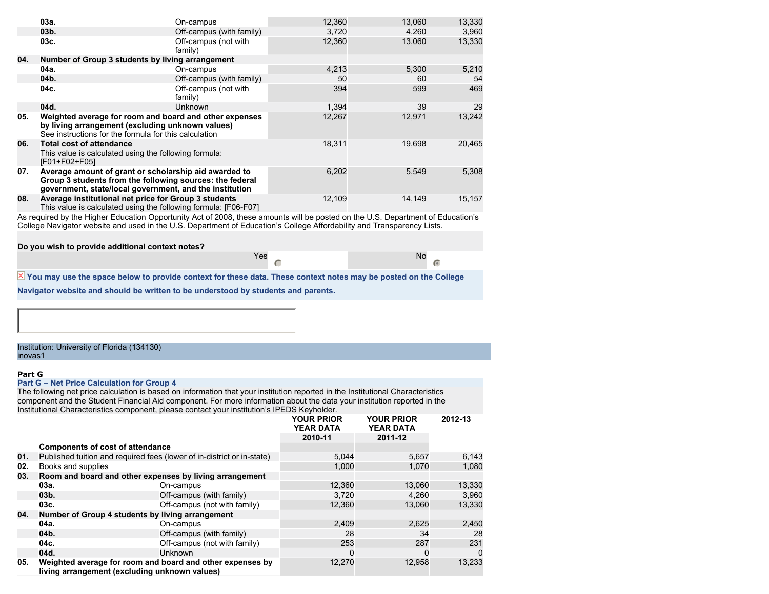| | | | | |
|---|---|---|---|---|
| 03a. | On-campus | 12,360 | 13,060 | 13,330 |
| 03b. | Off-campus (with family) | 3,720 | 4,260 | 3,960 |
| 03c. | Off-campus (not with family) | 12,360 | 13,060 | 13,330 |
| **04.** | **Number of Group 3 students by living arrangement** | | | |
| 04a. | On-campus | 4,213 | 5,300 | 5,210 |
| 04b. | Off-campus (with family) | 50 | 60 | 54 |
| 04c. | Off-campus (not with family) | 394 | 599 | 469 |
| 04d. | Unknown | 1,394 | 39 | 29 |
| **05.** | **Weighted average for room and board and other expenses by living arrangement (excluding unknown values)** See instructions for the formula for this calculation | 12,267 | 12,971 | 13,242 |
| **06.** | **Total cost of attendance** This value is calculated using the following formula: [F01+F02+F05] | 18,311 | 19,698 | 20,465 |
| **07.** | **Average amount of grant or scholarship aid awarded to Group 3 students from the following sources: the federal government, state/local government, and the institution** | 6,202 | 5,549 | 5,308 |
| **08.** | **Average institutional net price for Group 3 students** This value is calculated using the following formula: [F06-F07] | 12,109 | 14,149 | 15,157 |

As required by the Higher Education Opportunity Act of 2008, these amounts will be posted on the U.S. Department of Education's College Navigator website and used in the U.S. Department of Education's College Affordability and Transparency Lists.

**Do you wish to provide additional context notes?**

Yes ○ No ●

**You may use the space below to provide context for these data. These context notes may be posted on the College Navigator website and should be written to be understood by students and parents.**

Institution: University of Florida (134130)
inovas1

**Part G**

**Part G – Net Price Calculation for Group 4**

The following net price calculation is based on information that your institution reported in the Institutional Characteristics component and the Student Financial Aid component. For more information about the data your institution reported in the Institutional Characteristics component, please contact your institution's IPEDS Keyholder.

| | | | YOUR PRIOR YEAR DATA 2010-11 | YOUR PRIOR YEAR DATA 2011-12 | 2012-13 |
|---|---|---|---|---|---|
| | **Components of cost of attendance** | | | | |
| **01.** | Published tuition and required fees (lower of in-district or in-state) | | 5,044 | 5,657 | 6,143 |
| **02.** | Books and supplies | | 1,000 | 1,070 | 1,080 |
| **03.** | **Room and board and other expenses by living arrangement** | | | | |
| | 03a. | On-campus | 12,360 | 13,060 | 13,330 |
| | 03b. | Off-campus (with family) | 3,720 | 4,260 | 3,960 |
| | 03c. | Off-campus (not with family) | 12,360 | 13,060 | 13,330 |
| **04.** | **Number of Group 4 students by living arrangement** | | | | |
| | 04a. | On-campus | 2,409 | 2,625 | 2,450 |
| | 04b. | Off-campus (with family) | 28 | 34 | 28 |
| | 04c. | Off-campus (not with family) | 253 | 287 | 231 |
| | 04d. | Unknown | 0 | 0 | 0 |
| **05.** | **Weighted average for room and board and other expenses by living arrangement (excluding unknown values)** | | 12,270 | 12,958 | 13,233 |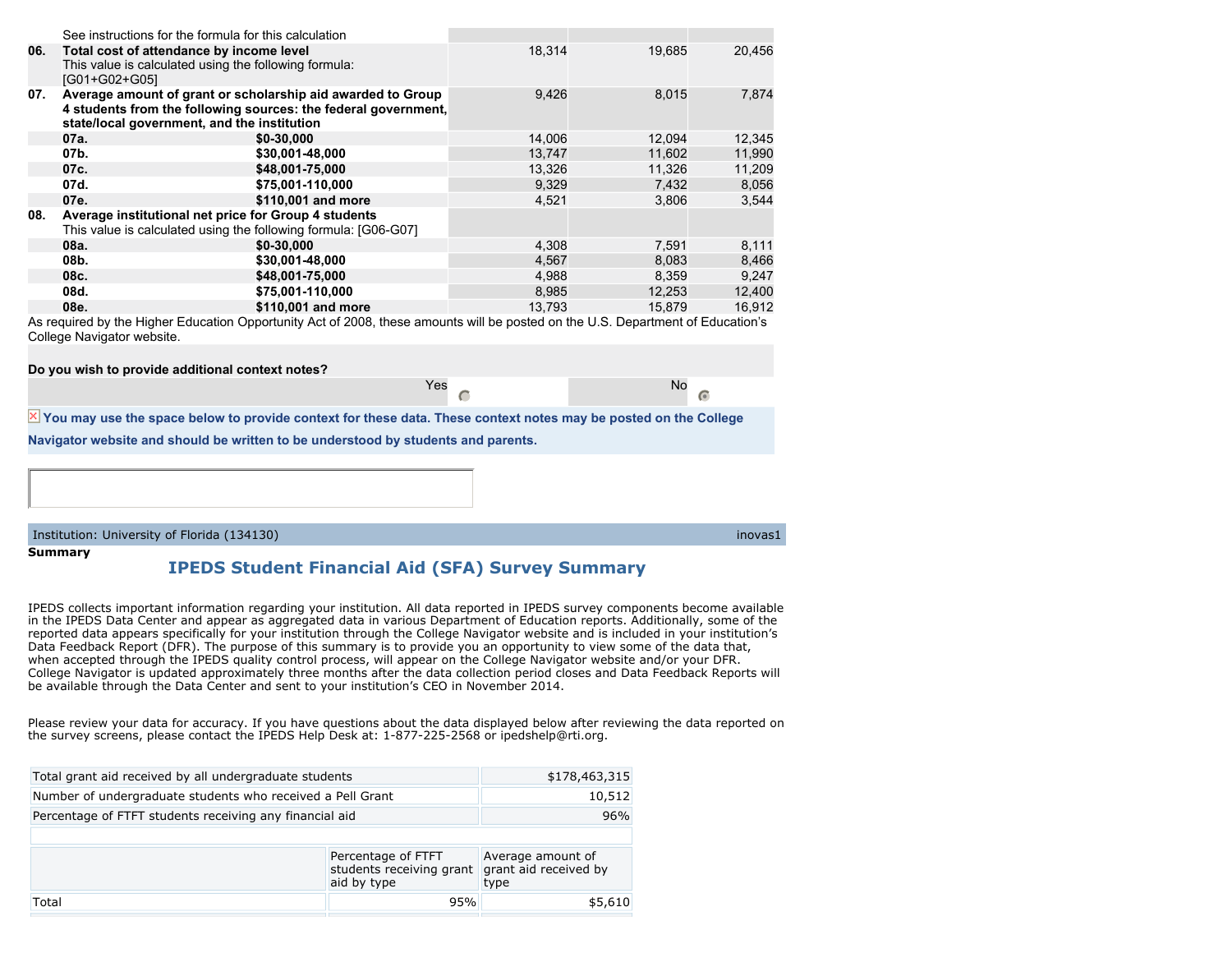| | | | | |
|---|---|---|---|---|
| | See instructions for the formula for this calculation | | | |
| **06.** | **Total cost of attendance by income level** This value is calculated using the following formula: [G01+G02+G05] | 18,314 | 19,685 | 20,456 |
| **07.** | **Average amount of grant or scholarship aid awarded to Group 4 students from the following sources: the federal government, state/local government, and the institution** | 9,426 | 8,015 | 7,874 |
| **07a.** | **$0-30,000** | 14,006 | 12,094 | 12,345 |
| **07b.** | **$30,001-48,000** | 13,747 | 11,602 | 11,990 |
| **07c.** | **$48,001-75,000** | 13,326 | 11,326 | 11,209 |
| **07d.** | **$75,001-110,000** | 9,329 | 7,432 | 8,056 |
| **07e.** | **$110,001 and more** | 4,521 | 3,806 | 3,544 |
| **08.** | **Average institutional net price for Group 4 students** This value is calculated using the following formula: [G06-G07] | | | |
| **08a.** | **$0-30,000** | 4,308 | 7,591 | 8,111 |
| **08b.** | **$30,001-48,000** | 4,567 | 8,083 | 8,466 |
| **08c.** | **$48,001-75,000** | 4,988 | 8,359 | 9,247 |
| **08d.** | **$75,001-110,000** | 8,985 | 12,253 | 12,400 |
| **08e.** | **$110,001 and more** | 13,793 | 15,879 | 16,912 |

As required by the Higher Education Opportunity Act of 2008, these amounts will be posted on the U.S. Department of Education's College Navigator website.

**Do you wish to provide additional context notes?**

| Yes | No |
|---|---|
| ○ | ◉ |

**You may use the space below to provide context for these data. These context notes may be posted on the College Navigator website and should be written to be understood by students and parents.**

Institution: University of Florida (134130) inovas1

**Summary**

## IPEDS Student Financial Aid (SFA) Survey Summary

IPEDS collects important information regarding your institution. All data reported in IPEDS survey components become available in the IPEDS Data Center and appear as aggregated data in various Department of Education reports. Additionally, some of the reported data appears specifically for your institution through the College Navigator website and is included in your institution's Data Feedback Report (DFR). The purpose of this summary is to provide you an opportunity to view some of the data that, when accepted through the IPEDS quality control process, will appear on the College Navigator website and/or your DFR. College Navigator is updated approximately three months after the data collection period closes and Data Feedback Reports will be available through the Data Center and sent to your institution's CEO in November 2014.

Please review your data for accuracy. If you have questions about the data displayed below after reviewing the data reported on the survey screens, please contact the IPEDS Help Desk at: 1-877-225-2568 or ipedshelp@rti.org.

| | |
|---|---|
| Total grant aid received by all undergraduate students | $178,463,315 |
| Number of undergraduate students who received a Pell Grant | 10,512 |
| Percentage of FTFT students receiving any financial aid | 96% |

| | Percentage of FTFT students receiving grant aid by type | Average amount of grant aid received by type |
|---|---|---|
| Total | 95% | $5,610 |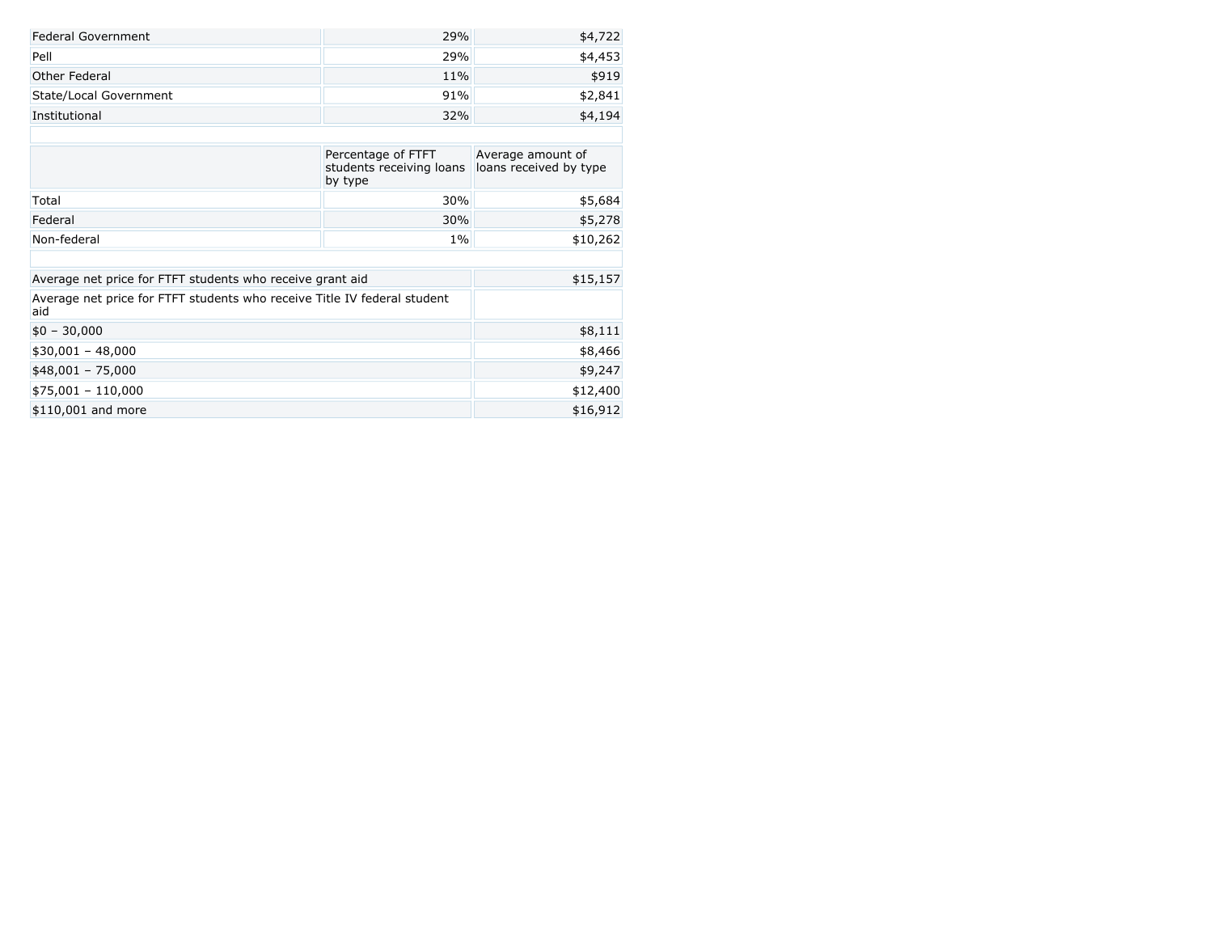| | | |
|---|---|---|
| Federal Government | 29% | $4,722 |
| Pell | 29% | $4,453 |
| Other Federal | 11% | $919 |
| State/Local Government | 91% | $2,841 |
| Institutional | 32% | $4,194 |

| | Percentage of FTFT students receiving loans by type | Average amount of loans received by type |
|---|---|---|
| Total | 30% | $5,684 |
| Federal | 30% | $5,278 |
| Non-federal | 1% | $10,262 |

| | |
|---|---|
| Average net price for FTFT students who receive grant aid | $15,157 |
| Average net price for FTFT students who receive Title IV federal student aid | |
| $0 – 30,000 | $8,111 |
| $30,001 – 48,000 | $8,466 |
| $48,001 – 75,000 | $9,247 |
| $75,001 – 110,000 | $12,400 |
| $110,001 and more | $16,912 |